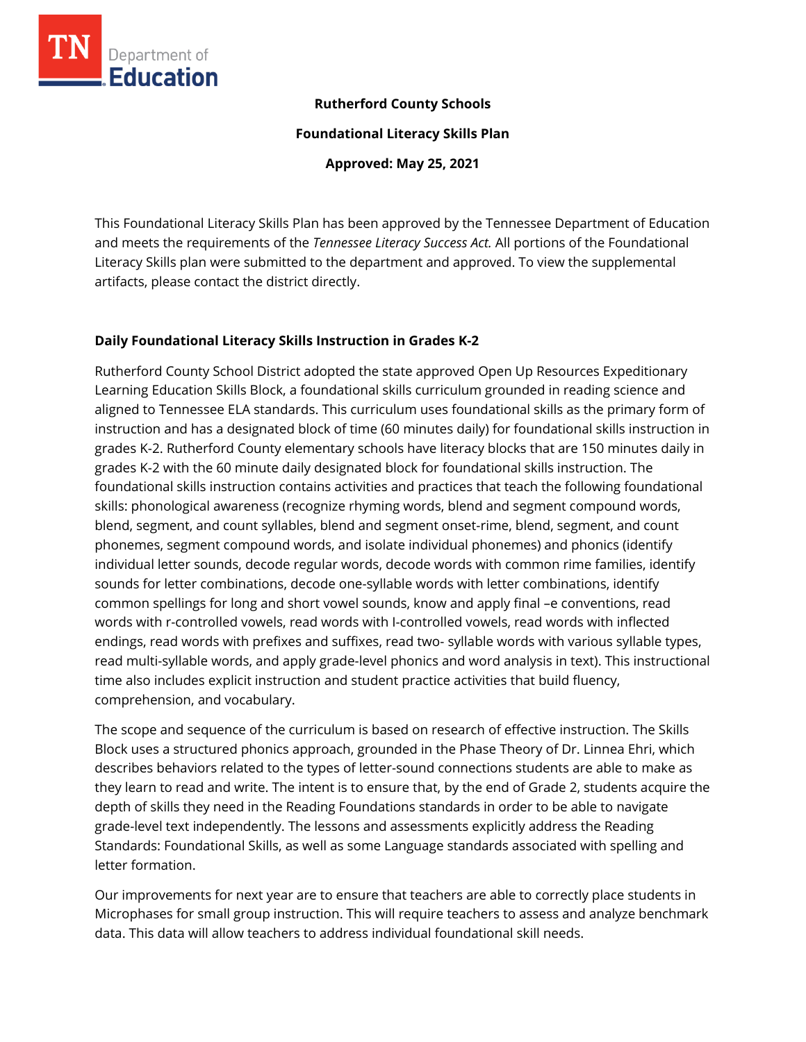**Rutherford County Schools**

**Foundational Literacy Skills Plan**

**Approved: May 25, 2021**

This Foundational Literacy Skills Plan has been approved by the Tennessee Department of Education and meets the requirements of the *Tennessee Literacy Success Act.* All portions of the Foundational Literacy Skills plan were submitted to the department and approved. To view the supplemental artifacts, please contact the district directly.

## Daily Foundational Literacy Skills Instruction in Grades K-2

Rutherford County School District adopted the state approved Open Up Resources Expeditionary Learning Education Skills Block, a foundational skills curriculum grounded in reading science and aligned to Tennessee ELA standards. This curriculum uses foundational skills as the primary form of instruction and has a designated block of time (60 minutes daily) for foundational skills instruction in grades K-2. Rutherford County elementary schools have literacy blocks that are 150 minutes daily in grades K-2 with the 60 minute daily designated block for foundational skills instruction. The foundational skills instruction contains activities and practices that teach the following foundational skills: phonological awareness (recognize rhyming words, blend and segment compound words, blend, segment, and count syllables, blend and segment onset-rime, blend, segment, and count phonemes, segment compound words, and isolate individual phonemes) and phonics (identify individual letter sounds, decode regular words, decode words with common rime families, identify sounds for letter combinations, decode one-syllable words with letter combinations, identify common spellings for long and short vowel sounds, know and apply final –e conventions, read words with r-controlled vowels, read words with l-controlled vowels, read words with inflected endings, read words with prefixes and suffixes, read two- syllable words with various syllable types, read multi-syllable words, and apply grade-level phonics and word analysis in text). This instructional time also includes explicit instruction and student practice activities that build fluency, comprehension, and vocabulary.

The scope and sequence of the curriculum is based on research of effective instruction. The Skills Block uses a structured phonics approach, grounded in the Phase Theory of Dr. Linnea Ehri, which describes behaviors related to the types of letter-sound connections students are able to make as they learn to read and write. The intent is to ensure that, by the end of Grade 2, students acquire the depth of skills they need in the Reading Foundations standards in order to be able to navigate grade-level text independently. The lessons and assessments explicitly address the Reading Standards: Foundational Skills, as well as some Language standards associated with spelling and letter formation.

Our improvements for next year are to ensure that teachers are able to correctly place students in Microphases for small group instruction. This will require teachers to assess and analyze benchmark data. This data will allow teachers to address individual foundational skill needs.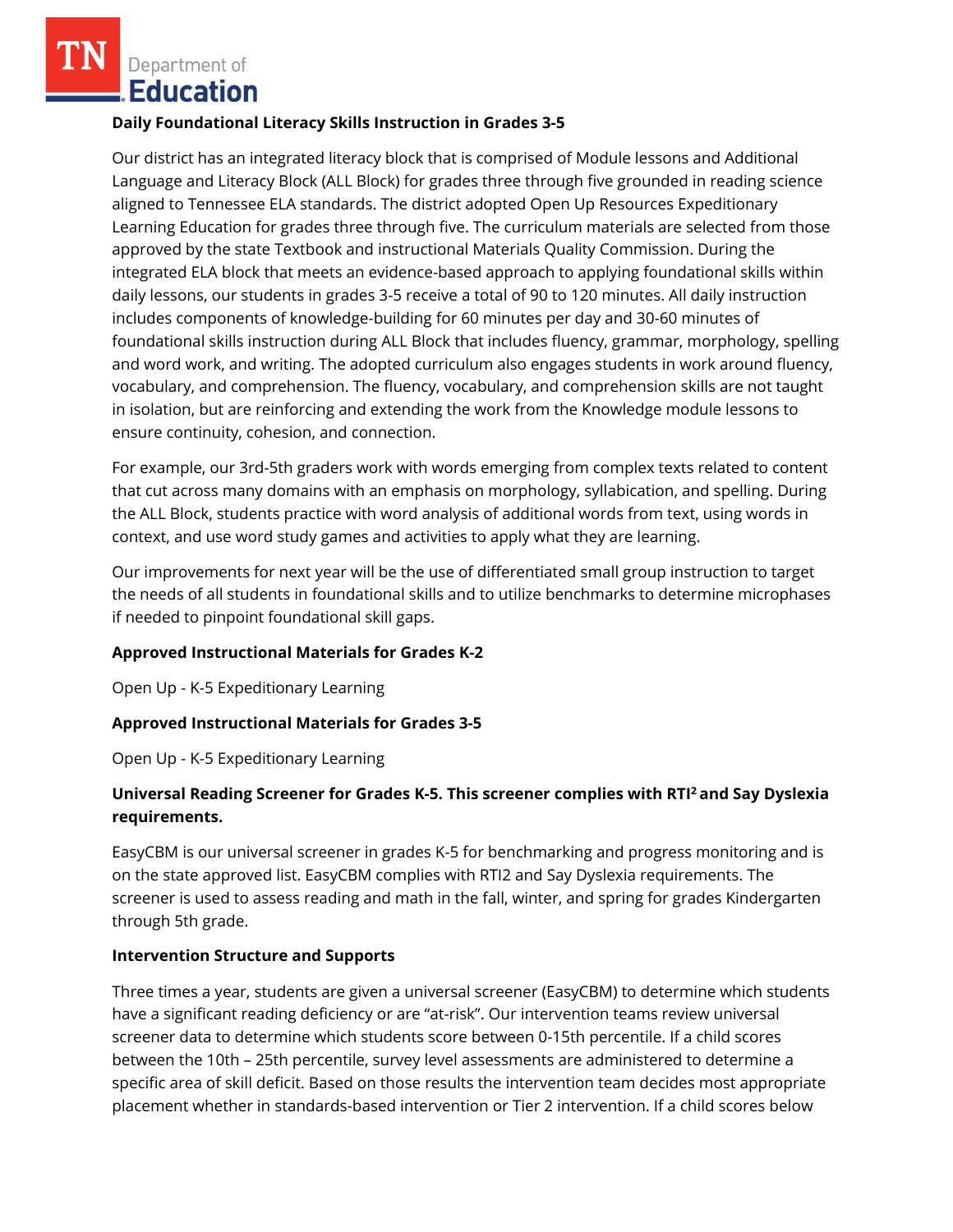**Daily Foundational Literacy Skills Instruction in Grades 3-5**

Our district has an integrated literacy block that is comprised of Module lessons and Additional Language and Literacy Block (ALL Block) for grades three through five grounded in reading science aligned to Tennessee ELA standards. The district adopted Open Up Resources Expeditionary Learning Education for grades three through five. The curriculum materials are selected from those approved by the state Textbook and instructional Materials Quality Commission. During the integrated ELA block that meets an evidence-based approach to applying foundational skills within daily lessons, our students in grades 3-5 receive a total of 90 to 120 minutes. All daily instruction includes components of knowledge-building for 60 minutes per day and 30-60 minutes of foundational skills instruction during ALL Block that includes fluency, grammar, morphology, spelling and word work, and writing. The adopted curriculum also engages students in work around fluency, vocabulary, and comprehension. The fluency, vocabulary, and comprehension skills are not taught in isolation, but are reinforcing and extending the work from the Knowledge module lessons to ensure continuity, cohesion, and connection.

For example, our 3rd-5th graders work with words emerging from complex texts related to content that cut across many domains with an emphasis on morphology, syllabication, and spelling. During the ALL Block, students practice with word analysis of additional words from text, using words in context, and use word study games and activities to apply what they are learning.

Our improvements for next year will be the use of differentiated small group instruction to target the needs of all students in foundational skills and to utilize benchmarks to determine microphases if needed to pinpoint foundational skill gaps.

**Approved Instructional Materials for Grades K-2**

Open Up - K-5 Expeditionary Learning

**Approved Instructional Materials for Grades 3-5**

Open Up - K-5 Expeditionary Learning

**Universal Reading Screener for Grades K-5. This screener complies with RTI$^2$ and Say Dyslexia requirements.**

EasyCBM is our universal screener in grades K-5 for benchmarking and progress monitoring and is on the state approved list. EasyCBM complies with RTI2 and Say Dyslexia requirements. The screener is used to assess reading and math in the fall, winter, and spring for grades Kindergarten through 5th grade.

**Intervention Structure and Supports**

Three times a year, students are given a universal screener (EasyCBM) to determine which students have a significant reading deficiency or are "at-risk". Our intervention teams review universal screener data to determine which students score between 0-15th percentile. If a child scores between the 10th – 25th percentile, survey level assessments are administered to determine a specific area of skill deficit. Based on those results the intervention team decides most appropriate placement whether in standards-based intervention or Tier 2 intervention. If a child scores below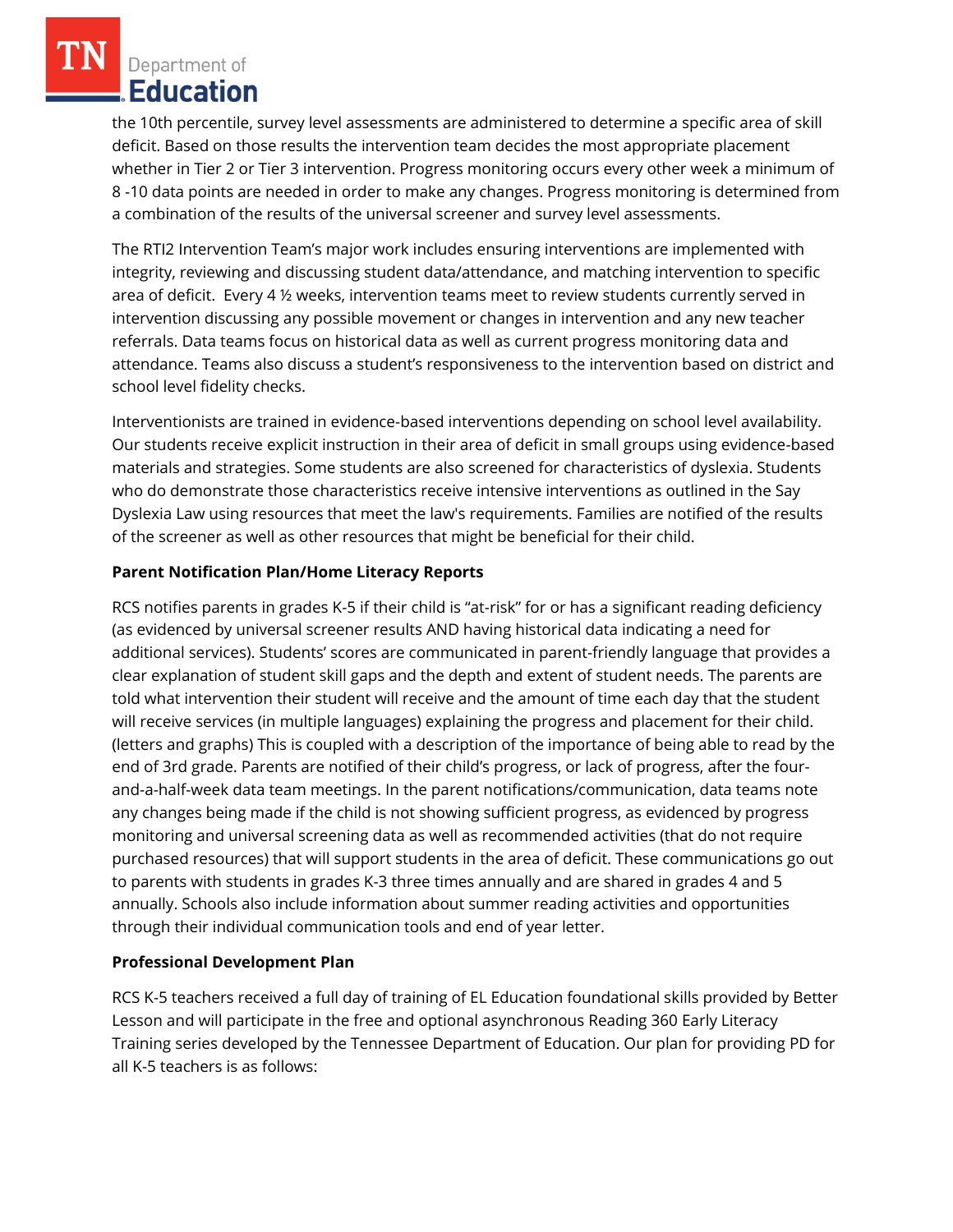the 10th percentile, survey level assessments are administered to determine a specific area of skill deficit. Based on those results the intervention team decides the most appropriate placement whether in Tier 2 or Tier 3 intervention. Progress monitoring occurs every other week a minimum of 8 -10 data points are needed in order to make any changes. Progress monitoring is determined from a combination of the results of the universal screener and survey level assessments.

The RTI2 Intervention Team's major work includes ensuring interventions are implemented with integrity, reviewing and discussing student data/attendance, and matching intervention to specific area of deficit. Every 4 ½ weeks, intervention teams meet to review students currently served in intervention discussing any possible movement or changes in intervention and any new teacher referrals. Data teams focus on historical data as well as current progress monitoring data and attendance. Teams also discuss a student's responsiveness to the intervention based on district and school level fidelity checks.

Interventionists are trained in evidence-based interventions depending on school level availability. Our students receive explicit instruction in their area of deficit in small groups using evidence-based materials and strategies. Some students are also screened for characteristics of dyslexia. Students who do demonstrate those characteristics receive intensive interventions as outlined in the Say Dyslexia Law using resources that meet the law's requirements. Families are notified of the results of the screener as well as other resources that might be beneficial for their child.

**Parent Notification Plan/Home Literacy Reports**

RCS notifies parents in grades K-5 if their child is "at-risk" for or has a significant reading deficiency (as evidenced by universal screener results AND having historical data indicating a need for additional services). Students' scores are communicated in parent-friendly language that provides a clear explanation of student skill gaps and the depth and extent of student needs. The parents are told what intervention their student will receive and the amount of time each day that the student will receive services (in multiple languages) explaining the progress and placement for their child. (letters and graphs) This is coupled with a description of the importance of being able to read by the end of 3rd grade. Parents are notified of their child's progress, or lack of progress, after the four-and-a-half-week data team meetings. In the parent notifications/communication, data teams note any changes being made if the child is not showing sufficient progress, as evidenced by progress monitoring and universal screening data as well as recommended activities (that do not require purchased resources) that will support students in the area of deficit. These communications go out to parents with students in grades K-3 three times annually and are shared in grades 4 and 5 annually. Schools also include information about summer reading activities and opportunities through their individual communication tools and end of year letter.

**Professional Development Plan**

RCS K-5 teachers received a full day of training of EL Education foundational skills provided by Better Lesson and will participate in the free and optional asynchronous Reading 360 Early Literacy Training series developed by the Tennessee Department of Education. Our plan for providing PD for all K-5 teachers is as follows: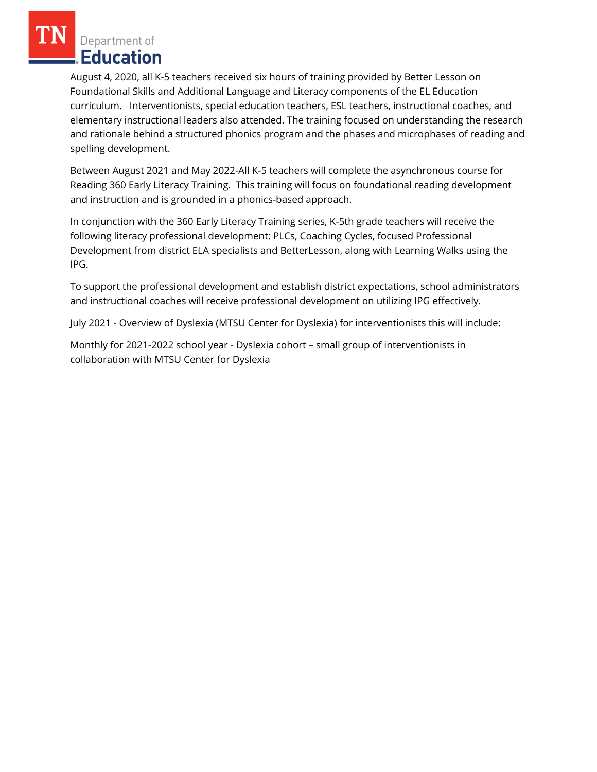August 4, 2020, all K-5 teachers received six hours of training provided by Better Lesson on Foundational Skills and Additional Language and Literacy components of the EL Education curriculum.   Interventionists, special education teachers, ESL teachers, instructional coaches, and elementary instructional leaders also attended. The training focused on understanding the research and rationale behind a structured phonics program and the phases and microphases of reading and spelling development.

Between August 2021 and May 2022-All K-5 teachers will complete the asynchronous course for Reading 360 Early Literacy Training.  This training will focus on foundational reading development and instruction and is grounded in a phonics-based approach.

In conjunction with the 360 Early Literacy Training series, K-5th grade teachers will receive the following literacy professional development: PLCs, Coaching Cycles, focused Professional Development from district ELA specialists and BetterLesson, along with Learning Walks using the IPG.

To support the professional development and establish district expectations, school administrators and instructional coaches will receive professional development on utilizing IPG effectively.

July 2021 - Overview of Dyslexia (MTSU Center for Dyslexia) for interventionists this will include:

Monthly for 2021-2022 school year - Dyslexia cohort – small group of interventionists in collaboration with MTSU Center for Dyslexia